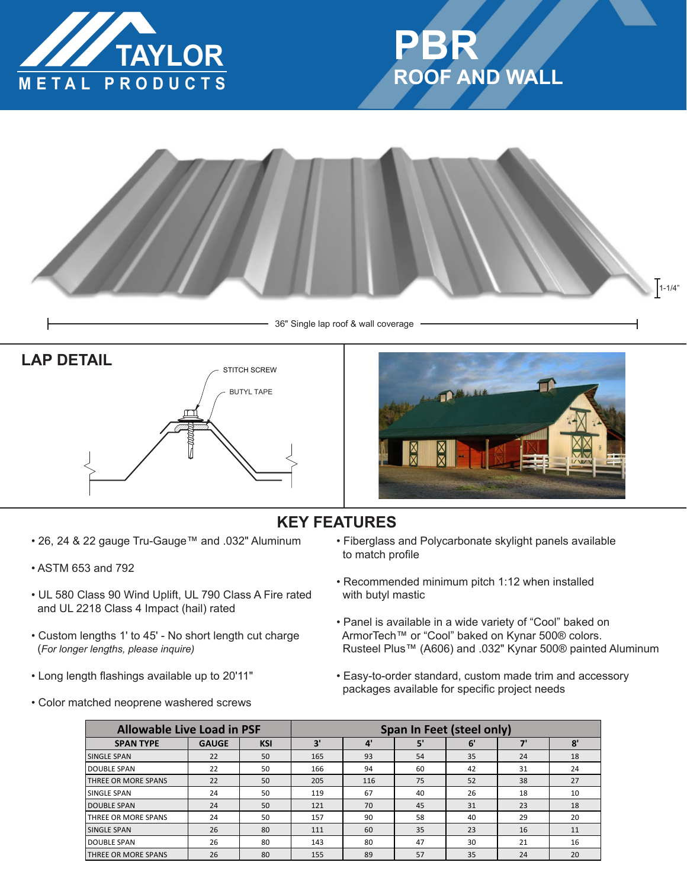TAYLOR
METAL PRODUCTS

# PBR
## ROOF AND WALL

1-1/4"

36" Single lap roof & wall coverage

## LAP DETAIL

STITCH SCREW

BUTYL TAPE

## KEY FEATURES

- 26, 24 & 22 gauge Tru-Gauge™ and .032" Aluminum
- ASTM 653 and 792
- UL 580 Class 90 Wind Uplift, UL 790 Class A Fire rated and UL 2218 Class 4 Impact (hail) rated
- Custom lengths 1' to 45' - No short length cut charge (*For longer lengths, please inquire)*
- Long length flashings available up to 20'11"
- Color matched neoprene washered screws
- Fiberglass and Polycarbonate skylight panels available to match profile
- Recommended minimum pitch 1:12 when installed with butyl mastic
- Panel is available in a wide variety of "Cool" baked on ArmorTech™ or "Cool" baked on Kynar 500® colors. Rusteel Plus™ (A606) and .032" Kynar 500® painted Aluminum
- Easy-to-order standard, custom made trim and accessory packages available for specific project needs

| Allowable Live Load in PSF | | | Span In Feet (steel only) | | | | | |
|---|---|---|---|---|---|---|---|---|
| SPAN TYPE | GAUGE | KSI | 3' | 4' | 5' | 6' | 7' | 8' |
| SINGLE SPAN | 22 | 50 | 165 | 93 | 54 | 35 | 24 | 18 |
| DOUBLE SPAN | 22 | 50 | 166 | 94 | 60 | 42 | 31 | 24 |
| THREE OR MORE SPANS | 22 | 50 | 205 | 116 | 75 | 52 | 38 | 27 |
| SINGLE SPAN | 24 | 50 | 119 | 67 | 40 | 26 | 18 | 10 |
| DOUBLE SPAN | 24 | 50 | 121 | 70 | 45 | 31 | 23 | 18 |
| THREE OR MORE SPANS | 24 | 50 | 157 | 90 | 58 | 40 | 29 | 20 |
| SINGLE SPAN | 26 | 80 | 111 | 60 | 35 | 23 | 16 | 11 |
| DOUBLE SPAN | 26 | 80 | 143 | 80 | 47 | 30 | 21 | 16 |
| THREE OR MORE SPANS | 26 | 80 | 155 | 89 | 57 | 35 | 24 | 20 |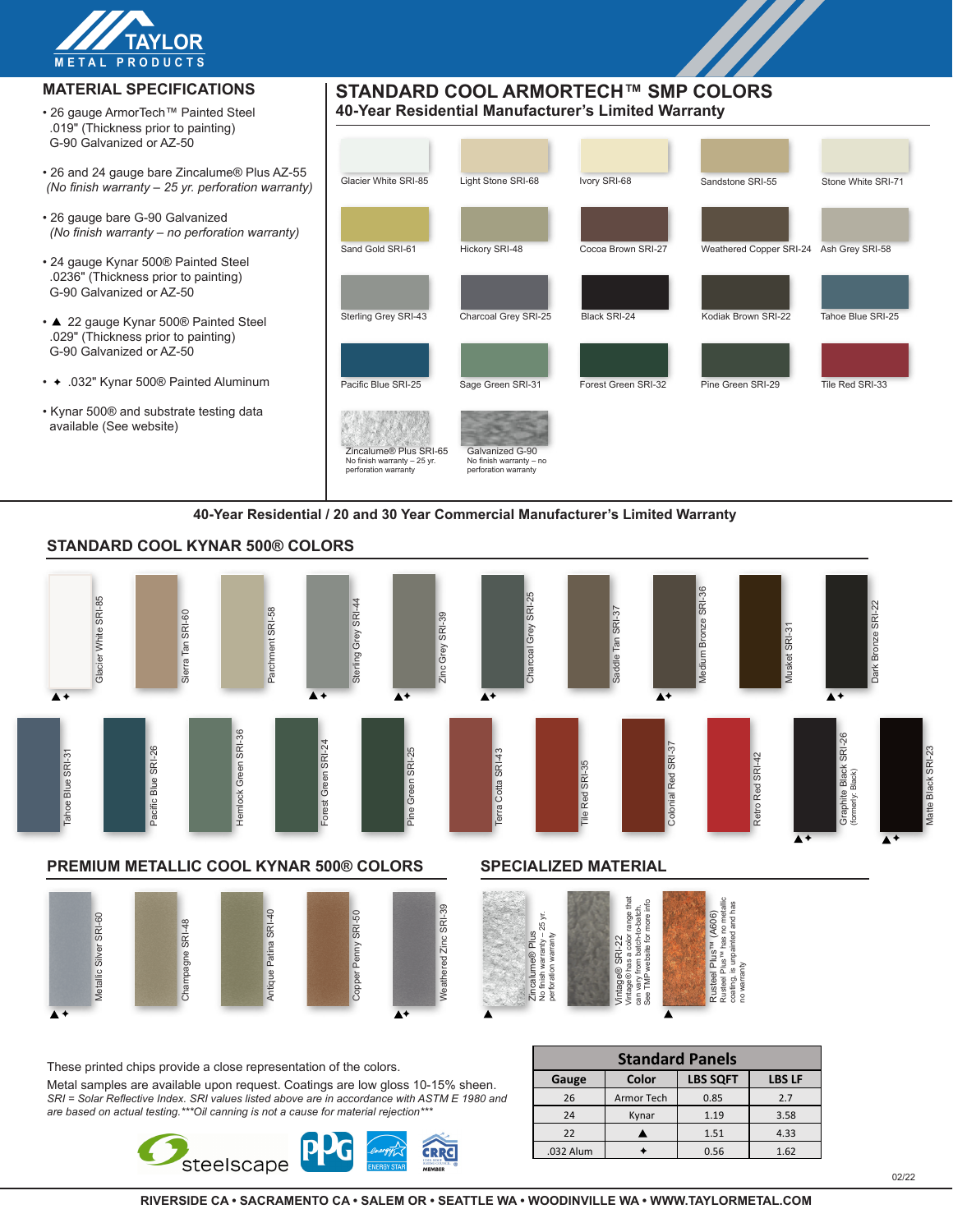# TAYLOR METAL PRODUCTS

## MATERIAL SPECIFICATIONS

- 26 gauge ArmorTech™ Painted Steel .019" (Thickness prior to painting) G-90 Galvanized or AZ-50
- 26 and 24 gauge bare Zincalume® Plus AZ-55 *(No finish warranty – 25 yr. perforation warranty)*
- 26 gauge bare G-90 Galvanized *(No finish warranty – no perforation warranty)*
- 24 gauge Kynar 500® Painted Steel .0236" (Thickness prior to painting) G-90 Galvanized or AZ-50
- ▲ 22 gauge Kynar 500® Painted Steel .029" (Thickness prior to painting) G-90 Galvanized or AZ-50
- ✦ .032" Kynar 500® Painted Aluminum
- Kynar 500® and substrate testing data available (See website)

## STANDARD COOL ARMORTECH™ SMP COLORS

### 40-Year Residential Manufacturer's Limited Warranty

Glacier White SRI-85
Light Stone SRI-68
Ivory SRI-68
Sandstone SRI-55
Stone White SRI-71
Sand Gold SRI-61
Hickory SRI-48
Cocoa Brown SRI-27
Weathered Copper SRI-24
Ash Grey SRI-58
Sterling Grey SRI-43
Charcoal Grey SRI-25
Black SRI-24
Kodiak Brown SRI-22
Tahoe Blue SRI-25
Pacific Blue SRI-25
Sage Green SRI-31
Forest Green SRI-32
Pine Green SRI-29
Tile Red SRI-33
Zincalume® Plus SRI-65
No finish warranty – 25 yr. perforation warranty
Galvanized G-90
No finish warranty – no perforation warranty

### 40-Year Residential / 20 and 30 Year Commercial Manufacturer's Limited Warranty

## STANDARD COOL KYNAR 500® COLORS

Glacier White SRI-85 ▲✦
Sierra Tan SRI-60
Parchment SRI-58
Sterling Grey SRI-44 ▲✦
Zinc Grey SRI-39 ▲✦
Charcoal Grey SRI-25 ▲✦
Saddle Tan SRI-37
Medium Bronze SRI-36 ▲✦
Musket SRI-31
Dark Bronze SRI-22 ▲✦
Tahoe Blue SRI-31
Pacific Blue SRI-26
Hemlock Green SRI-36
Forest Green SRI-24
Pine Green SRI-25
Terra Cotta SRI-43
Tile Red SRI-35
Colonial Red SRI-37
Retro Red SRI-42
Graphite Black SRI-26 (formerly: Black) ▲✦
Matte Black SRI-23 ▲✦

## PREMIUM METALLIC COOL KYNAR 500® COLORS

Metallic Silver SRI-60 ▲✦
Champagne SRI-48
Antique Patina SRI-40
Copper Penny SRI-50
Weathered Zinc SRI-39 ▲✦

## SPECIALIZED MATERIAL

Zincalume® Plus — No finish warranty – 25 yr. perforation warranty ▲
Vintage® SRI-22 — Vintage® has a color range that can vary from batch-to-batch. See TMP website for more info
Rusteel Plus™ (A606) — Rusteel Plus™ has no metallic coating, is unpainted and has no warranty ▲

These printed chips provide a close representation of the colors.

Metal samples are available upon request. Coatings are low gloss 10-15% sheen.

*SRI = Solar Reflective Index. SRI values listed above are in accordance with ASTM E 1980 and are based on actual testing.* ****Oil canning is not a cause for material rejection****

steelscape · PPG · ENERGY STAR · CRRC MEMBER

| Standard Panels | | | |
|---|---|---|---|
| Gauge | Color | LBS SQFT | LBS LF |
| 26 | Armor Tech | 0.85 | 2.7 |
| 24 | Kynar | 1.19 | 3.58 |
| 22 | ▲ | 1.51 | 4.33 |
| .032 Alum | ✦ | 0.56 | 1.62 |

02/22

RIVERSIDE CA • SACRAMENTO CA • SALEM OR • SEATTLE WA • WOODINVILLE WA • WWW.TAYLORMETAL.COM